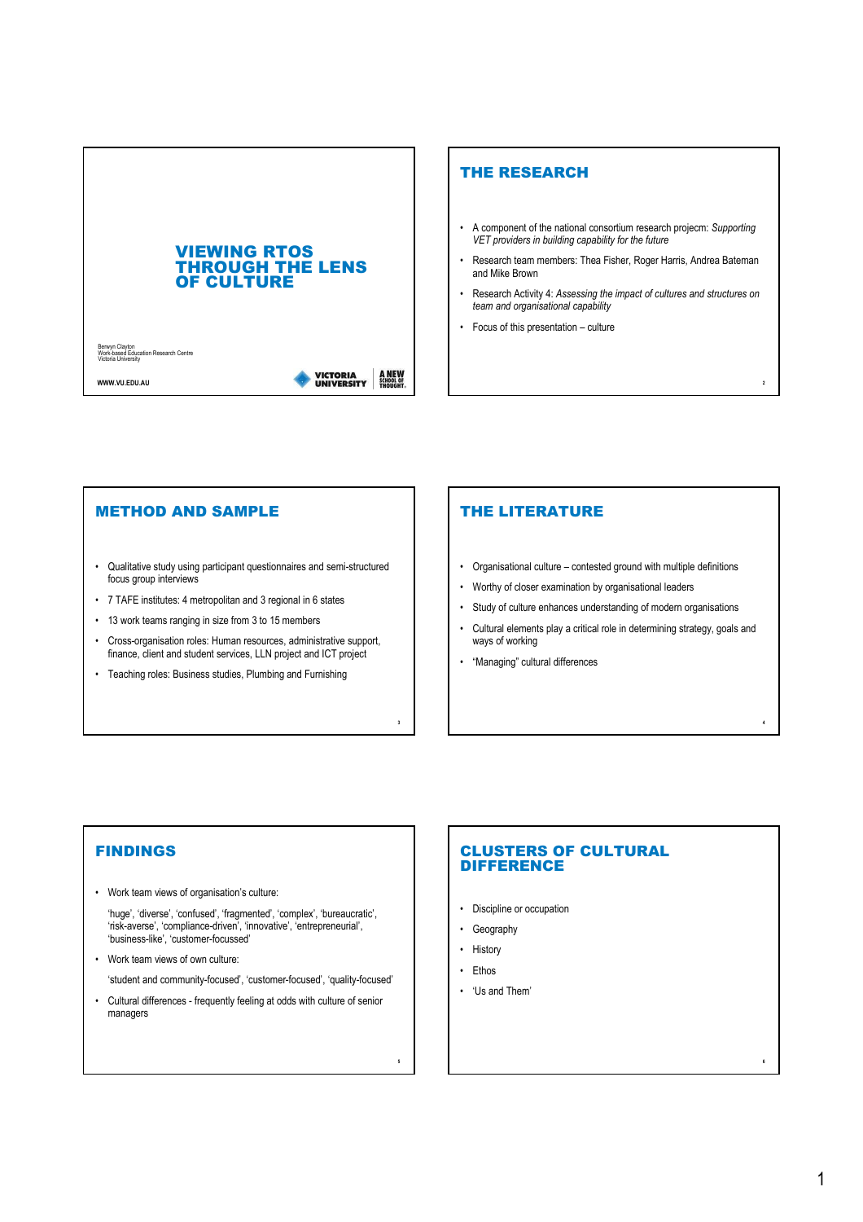# VIEWING RTOS THROUGH THE LENS OF CULTURE

Berwyn Clayton
Work-based Education Research Centre
Victoria University

WWW.VU.EDU.AU

VICTORIA UNIVERSITY — A NEW SCHOOL OF THOUGHT

## THE RESEARCH

- A component of the national consortium research projecm: *Supporting VET providers in building capability for the future*
- Research team members: Thea Fisher, Roger Harris, Andrea Bateman and Mike Brown
- Research Activity 4: *Assessing the impact of cultures and structures on team and organisational capability*
- Focus of this presentation – culture

## METHOD AND SAMPLE

- Qualitative study using participant questionnaires and semi-structured focus group interviews
- 7 TAFE institutes: 4 metropolitan and 3 regional in 6 states
- 13 work teams ranging in size from 3 to 15 members
- Cross-organisation roles: Human resources, administrative support, finance, client and student services, LLN project and ICT project
- Teaching roles: Business studies, Plumbing and Furnishing

## THE LITERATURE

- Organisational culture – contested ground with multiple definitions
- Worthy of closer examination by organisational leaders
- Study of culture enhances understanding of modern organisations
- Cultural elements play a critical role in determining strategy, goals and ways of working
- "Managing" cultural differences

## FINDINGS

- Work team views of organisation's culture:

  'huge', 'diverse', 'confused', 'fragmented', 'complex', 'bureaucratic', 'risk-averse', 'compliance-driven', 'innovative', 'entrepreneurial', 'business-like', 'customer-focussed'

- Work team views of own culture:

  'student and community-focused', 'customer-focused', 'quality-focused'

- Cultural differences - frequently feeling at odds with culture of senior managers

## CLUSTERS OF CULTURAL DIFFERENCE

- Discipline or occupation
- Geography
- History
- Ethos
- 'Us and Them'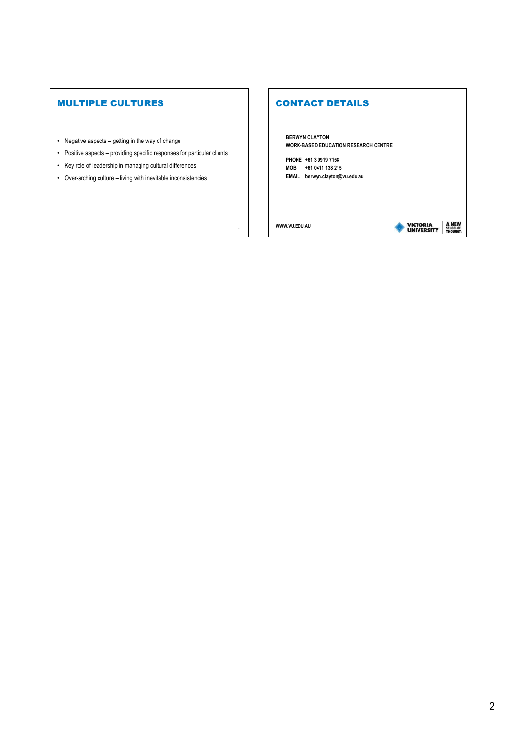## MULTIPLE CULTURES

- Negative aspects – getting in the way of change
- Positive aspects – providing specific responses for particular clients
- Key role of leadership in managing cultural differences
- Over-arching culture – living with inevitable inconsistencies

## CONTACT DETAILS

**BERWYN CLAYTON**
**WORK-BASED EDUCATION RESEARCH CENTRE**

**PHONE** +61 3 9919 7158
**MOB** +61 0411 138 215
**EMAIL** berwyn.clayton@vu.edu.au

WWW.VU.EDU.AU

VICTORIA UNIVERSITY A NEW SCHOOL OF THOUGHT.